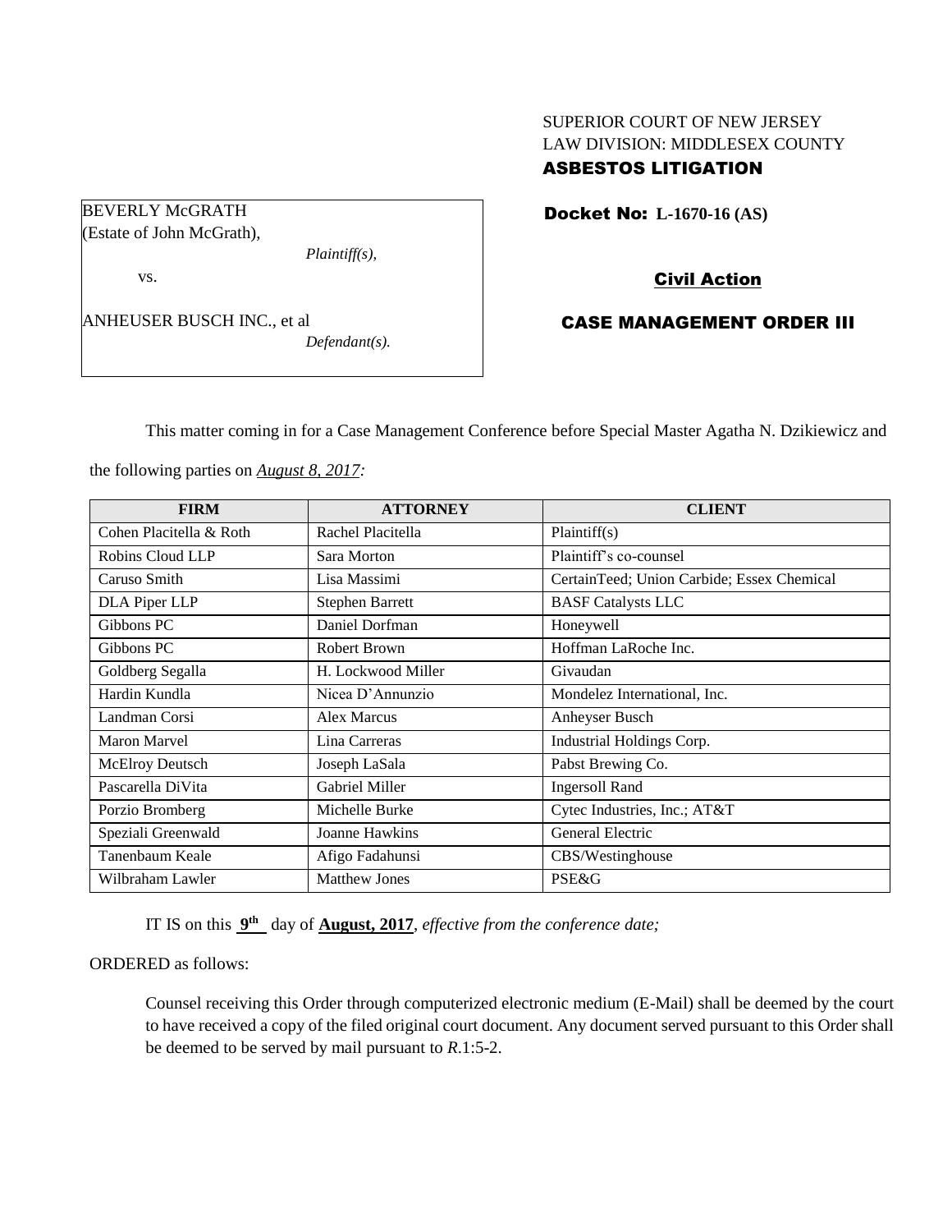SUPERIOR COURT OF NEW JERSEY
LAW DIVISION: MIDDLESEX COUNTY
**ASBESTOS LITIGATION**

BEVERLY McGRATH
(Estate of John McGrath),
*Plaintiff(s),*

vs.

ANHEUSER BUSCH INC., et al
*Defendant(s).*

**Docket No: L-1670-16 (AS)**

**Civil Action**

**CASE MANAGEMENT ORDER III**

This matter coming in for a Case Management Conference before Special Master Agatha N. Dzikiewicz and the following parties on *August 8, 2017:*

| FIRM | ATTORNEY | CLIENT |
|---|---|---|
| Cohen Placitella & Roth | Rachel Placitella | Plaintiff(s) |
| Robins Cloud LLP | Sara Morton | Plaintiff's co-counsel |
| Caruso Smith | Lisa Massimi | CertainTeed; Union Carbide; Essex Chemical |
| DLA Piper LLP | Stephen Barrett | BASF Catalysts LLC |
| Gibbons PC | Daniel Dorfman | Honeywell |
| Gibbons PC | Robert Brown | Hoffman LaRoche Inc. |
| Goldberg Segalla | H. Lockwood Miller | Givaudan |
| Hardin Kundla | Nicea D'Annunzio | Mondelez International, Inc. |
| Landman Corsi | Alex Marcus | Anheyser Busch |
| Maron Marvel | Lina Carreras | Industrial Holdings Corp. |
| McElroy Deutsch | Joseph LaSala | Pabst Brewing Co. |
| Pascarella DiVita | Gabriel Miller | Ingersoll Rand |
| Porzio Bromberg | Michelle Burke | Cytec Industries, Inc.; AT&T |
| Speziali Greenwald | Joanne Hawkins | General Electric |
| Tanenbaum Keale | Afigo Fadahunsi | CBS/Westinghouse |
| Wilbraham Lawler | Matthew Jones | PSE&G |

IT IS on this **9th** day of **August, 2017**, *effective from the conference date;*

ORDERED as follows:

Counsel receiving this Order through computerized electronic medium (E-Mail) shall be deemed by the court to have received a copy of the filed original court document. Any document served pursuant to this Order shall be deemed to be served by mail pursuant to *R*.1:5-2.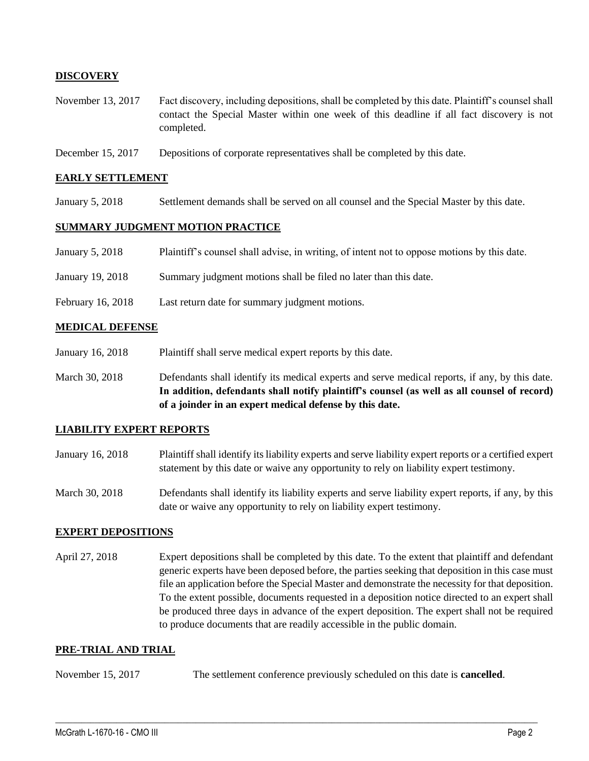## DISCOVERY

| | |
|---|---|
| November 13, 2017 | Fact discovery, including depositions, shall be completed by this date. Plaintiff's counsel shall contact the Special Master within one week of this deadline if all fact discovery is not completed. |
| December 15, 2017 | Depositions of corporate representatives shall be completed by this date. |

## EARLY SETTLEMENT

| | |
|---|---|
| January 5, 2018 | Settlement demands shall be served on all counsel and the Special Master by this date. |

## SUMMARY JUDGMENT MOTION PRACTICE

| | |
|---|---|
| January 5, 2018 | Plaintiff's counsel shall advise, in writing, of intent not to oppose motions by this date. |
| January 19, 2018 | Summary judgment motions shall be filed no later than this date. |
| February 16, 2018 | Last return date for summary judgment motions. |

## MEDICAL DEFENSE

| | |
|---|---|
| January 16, 2018 | Plaintiff shall serve medical expert reports by this date. |
| March 30, 2018 | Defendants shall identify its medical experts and serve medical reports, if any, by this date. **In addition, defendants shall notify plaintiff's counsel (as well as all counsel of record) of a joinder in an expert medical defense by this date.** |

## LIABILITY EXPERT REPORTS

| | |
|---|---|
| January 16, 2018 | Plaintiff shall identify its liability experts and serve liability expert reports or a certified expert statement by this date or waive any opportunity to rely on liability expert testimony. |
| March 30, 2018 | Defendants shall identify its liability experts and serve liability expert reports, if any, by this date or waive any opportunity to rely on liability expert testimony. |

## EXPERT DEPOSITIONS

| | |
|---|---|
| April 27, 2018 | Expert depositions shall be completed by this date. To the extent that plaintiff and defendant generic experts have been deposed before, the parties seeking that deposition in this case must file an application before the Special Master and demonstrate the necessity for that deposition. To the extent possible, documents requested in a deposition notice directed to an expert shall be produced three days in advance of the expert deposition. The expert shall not be required to produce documents that are readily accessible in the public domain. |

## PRE-TRIAL AND TRIAL

| | |
|---|---|
| November 15, 2017 | The settlement conference previously scheduled on this date is **cancelled**. |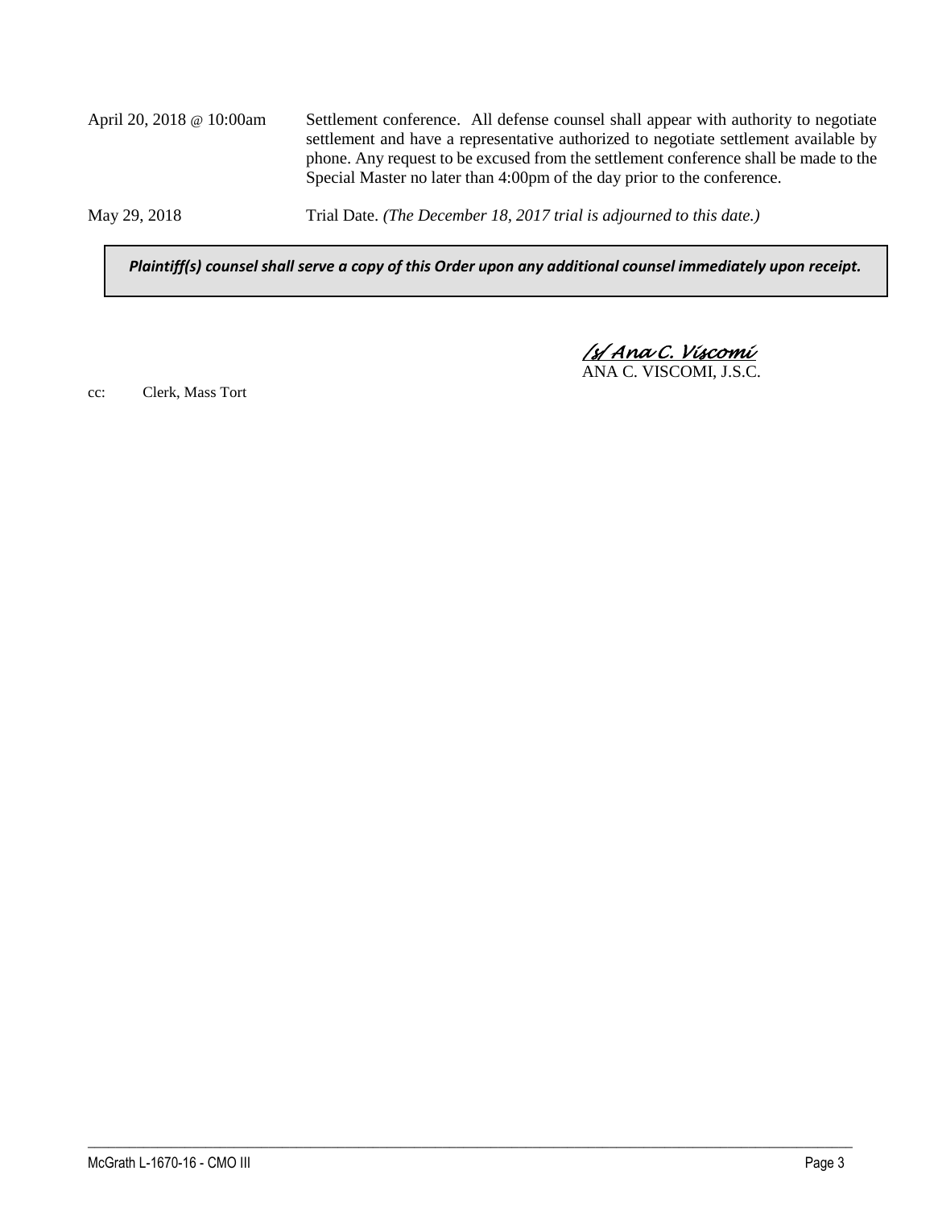| | |
|---|---|
| April 20, 2018 @ 10:00am | Settlement conference. All defense counsel shall appear with authority to negotiate settlement and have a representative authorized to negotiate settlement available by phone. Any request to be excused from the settlement conference shall be made to the Special Master no later than 4:00pm of the day prior to the conference. |
| May 29, 2018 | Trial Date. *(The December 18, 2017 trial is adjourned to this date.)* |

***Plaintiff(s) counsel shall serve a copy of this Order upon any additional counsel immediately upon receipt.***

*/s/ Ana C. Viscomi*
ANA C. VISCOMI, J.S.C.

cc: Clerk, Mass Tort